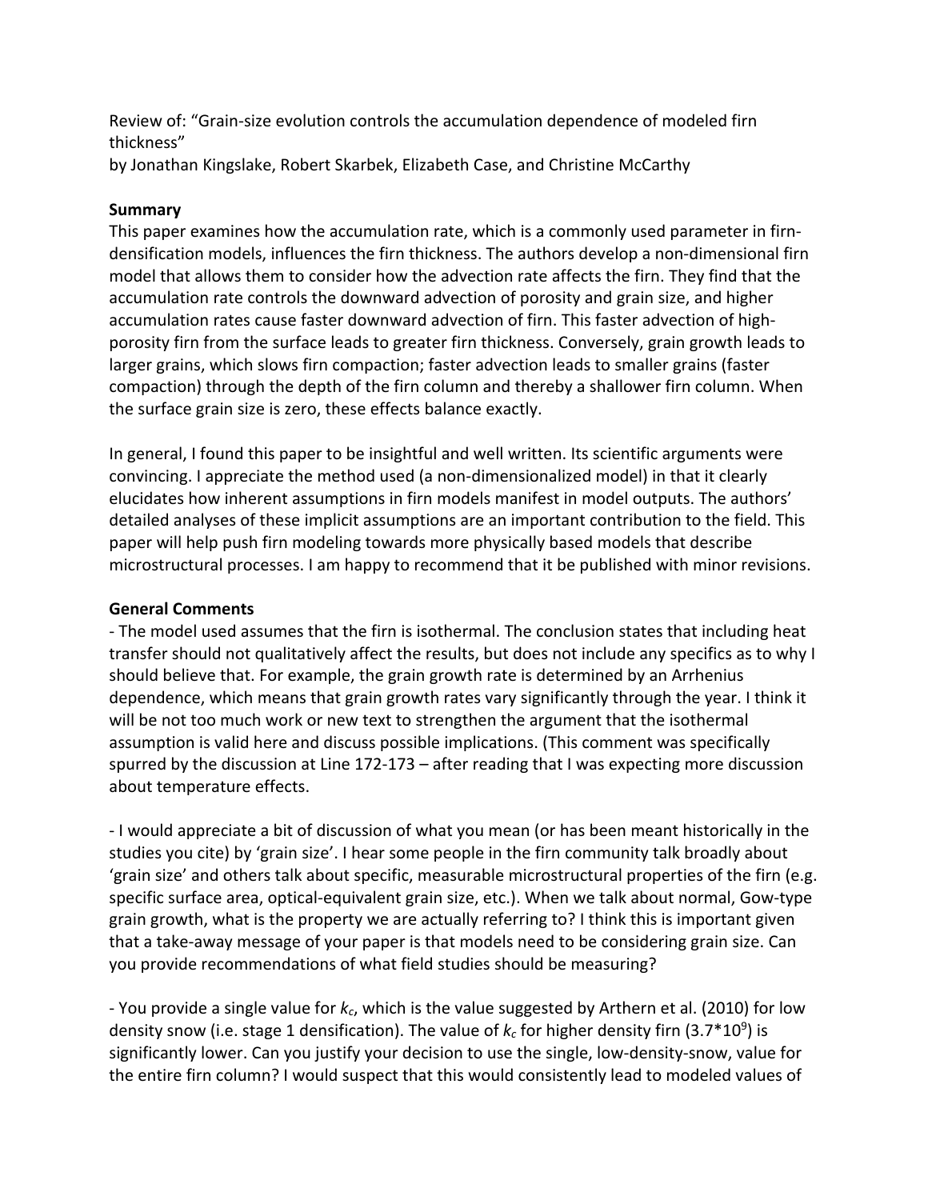Review of: "Grain-size evolution controls the accumulation dependence of modeled firn thickness"
by Jonathan Kingslake, Robert Skarbek, Elizabeth Case, and Christine McCarthy

**Summary**

This paper examines how the accumulation rate, which is a commonly used parameter in firn-densification models, influences the firn thickness. The authors develop a non-dimensional firn model that allows them to consider how the advection rate affects the firn. They find that the accumulation rate controls the downward advection of porosity and grain size, and higher accumulation rates cause faster downward advection of firn. This faster advection of high-porosity firn from the surface leads to greater firn thickness. Conversely, grain growth leads to larger grains, which slows firn compaction; faster advection leads to smaller grains (faster compaction) through the depth of the firn column and thereby a shallower firn column. When the surface grain size is zero, these effects balance exactly.

In general, I found this paper to be insightful and well written. Its scientific arguments were convincing. I appreciate the method used (a non-dimensionalized model) in that it clearly elucidates how inherent assumptions in firn models manifest in model outputs. The authors' detailed analyses of these implicit assumptions are an important contribution to the field. This paper will help push firn modeling towards more physically based models that describe microstructural processes. I am happy to recommend that it be published with minor revisions.

**General Comments**

- The model used assumes that the firn is isothermal. The conclusion states that including heat transfer should not qualitatively affect the results, but does not include any specifics as to why I should believe that. For example, the grain growth rate is determined by an Arrhenius dependence, which means that grain growth rates vary significantly through the year. I think it will be not too much work or new text to strengthen the argument that the isothermal assumption is valid here and discuss possible implications. (This comment was specifically spurred by the discussion at Line 172-173 – after reading that I was expecting more discussion about temperature effects.

- I would appreciate a bit of discussion of what you mean (or has been meant historically in the studies you cite) by 'grain size'. I hear some people in the firn community talk broadly about 'grain size' and others talk about specific, measurable microstructural properties of the firn (e.g. specific surface area, optical-equivalent grain size, etc.). When we talk about normal, Gow-type grain growth, what is the property we are actually referring to? I think this is important given that a take-away message of your paper is that models need to be considering grain size. Can you provide recommendations of what field studies should be measuring?

- You provide a single value for $k_c$, which is the value suggested by Arthern et al. (2010) for low density snow (i.e. stage 1 densification). The value of $k_c$ for higher density firn ($3.7*10^9$) is significantly lower. Can you justify your decision to use the single, low-density-snow, value for the entire firn column? I would suspect that this would consistently lead to modeled values of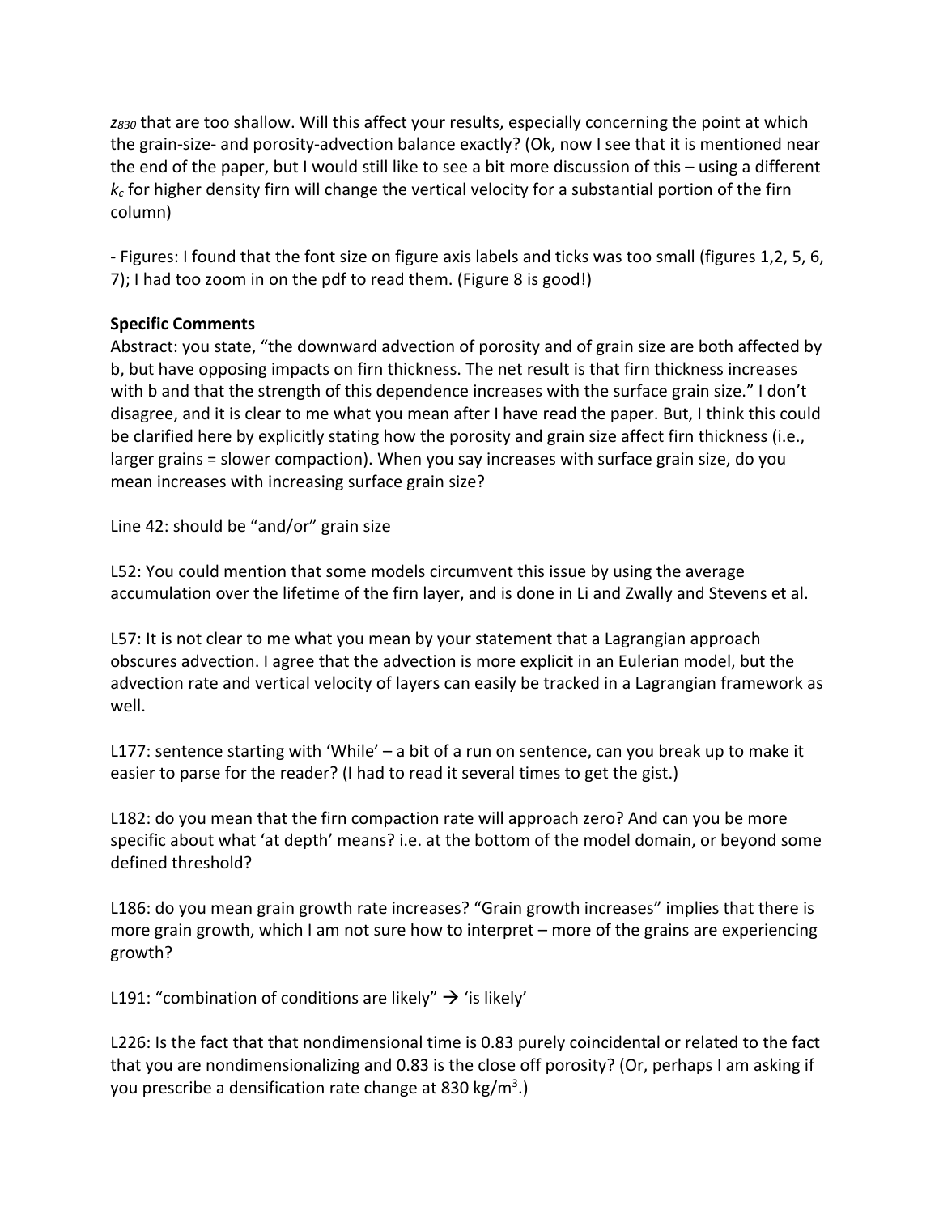$z_{830}$ that are too shallow. Will this affect your results, especially concerning the point at which the grain-size- and porosity-advection balance exactly? (Ok, now I see that it is mentioned near the end of the paper, but I would still like to see a bit more discussion of this – using a different $k_c$ for higher density firn will change the vertical velocity for a substantial portion of the firn column)

- Figures: I found that the font size on figure axis labels and ticks was too small (figures 1,2, 5, 6, 7); I had too zoom in on the pdf to read them. (Figure 8 is good!)

**Specific Comments**

Abstract: you state, "the downward advection of porosity and of grain size are both affected by b, but have opposing impacts on firn thickness. The net result is that firn thickness increases with b and that the strength of this dependence increases with the surface grain size." I don't disagree, and it is clear to me what you mean after I have read the paper. But, I think this could be clarified here by explicitly stating how the porosity and grain size affect firn thickness (i.e., larger grains = slower compaction). When you say increases with surface grain size, do you mean increases with increasing surface grain size?

Line 42: should be "and/or" grain size

L52: You could mention that some models circumvent this issue by using the average accumulation over the lifetime of the firn layer, and is done in Li and Zwally and Stevens et al.

L57: It is not clear to me what you mean by your statement that a Lagrangian approach obscures advection. I agree that the advection is more explicit in an Eulerian model, but the advection rate and vertical velocity of layers can easily be tracked in a Lagrangian framework as well.

L177: sentence starting with 'While' – a bit of a run on sentence, can you break up to make it easier to parse for the reader? (I had to read it several times to get the gist.)

L182: do you mean that the firn compaction rate will approach zero? And can you be more specific about what 'at depth' means? i.e. at the bottom of the model domain, or beyond some defined threshold?

L186: do you mean grain growth rate increases? "Grain growth increases" implies that there is more grain growth, which I am not sure how to interpret – more of the grains are experiencing growth?

L191: "combination of conditions are likely" → 'is likely'

L226: Is the fact that that nondimensional time is 0.83 purely coincidental or related to the fact that you are nondimensionalizing and 0.83 is the close off porosity? (Or, perhaps I am asking if you prescribe a densification rate change at 830 kg/m$^3$.)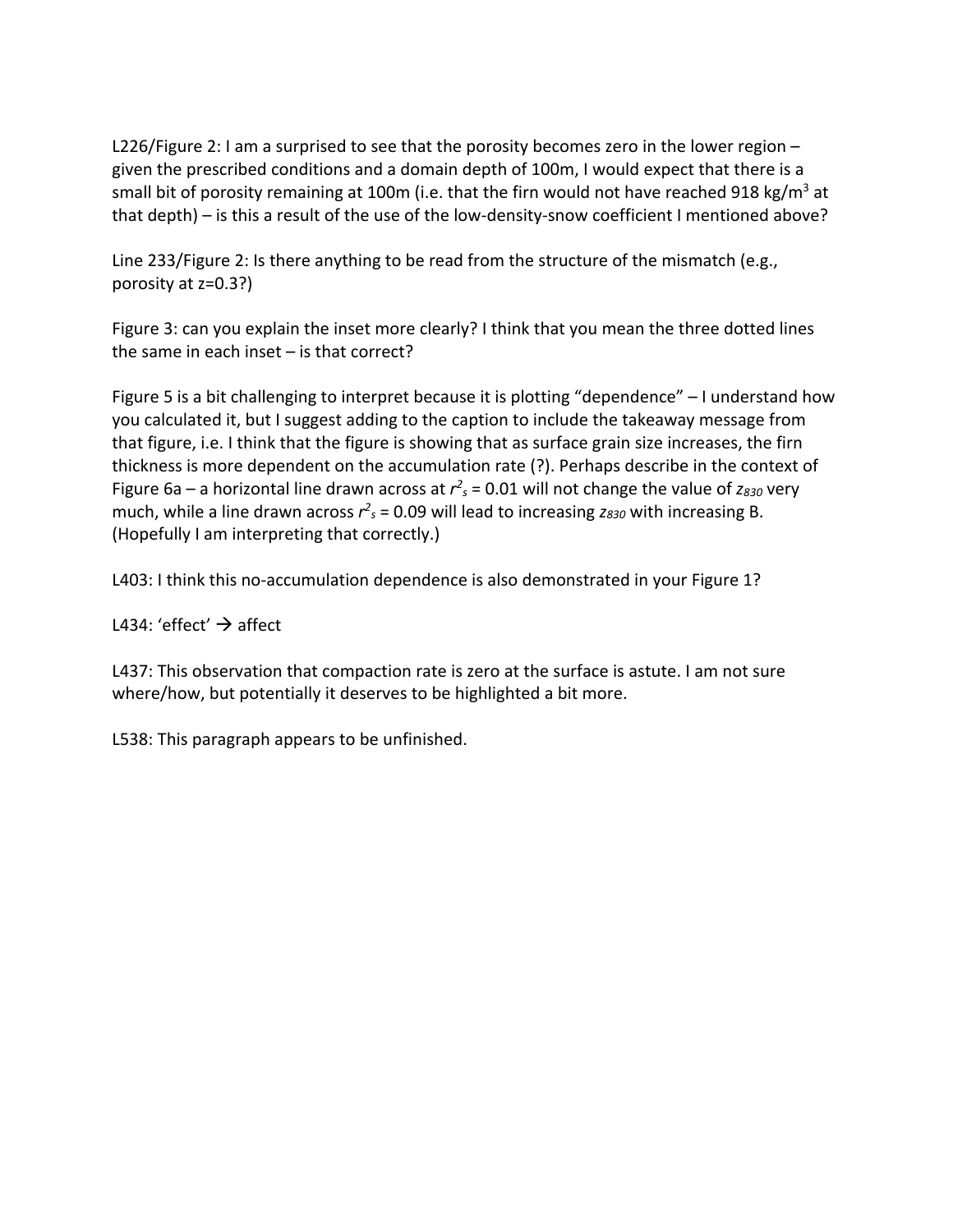L226/Figure 2: I am a surprised to see that the porosity becomes zero in the lower region – given the prescribed conditions and a domain depth of 100m, I would expect that there is a small bit of porosity remaining at 100m (i.e. that the firn would not have reached 918 kg/m$^3$ at that depth) – is this a result of the use of the low-density-snow coefficient I mentioned above?

Line 233/Figure 2: Is there anything to be read from the structure of the mismatch (e.g., porosity at z=0.3?)

Figure 3: can you explain the inset more clearly? I think that you mean the three dotted lines the same in each inset – is that correct?

Figure 5 is a bit challenging to interpret because it is plotting "dependence" – I understand how you calculated it, but I suggest adding to the caption to include the takeaway message from that figure, i.e. I think that the figure is showing that as surface grain size increases, the firn thickness is more dependent on the accumulation rate (?). Perhaps describe in the context of Figure 6a – a horizontal line drawn across at $r_s^2$ = 0.01 will not change the value of $z_{830}$ very much, while a line drawn across $r_s^2$ = 0.09 will lead to increasing $z_{830}$ with increasing B. (Hopefully I am interpreting that correctly.)

L403: I think this no-accumulation dependence is also demonstrated in your Figure 1?

L434: 'effect' → affect

L437: This observation that compaction rate is zero at the surface is astute. I am not sure where/how, but potentially it deserves to be highlighted a bit more.

L538: This paragraph appears to be unfinished.